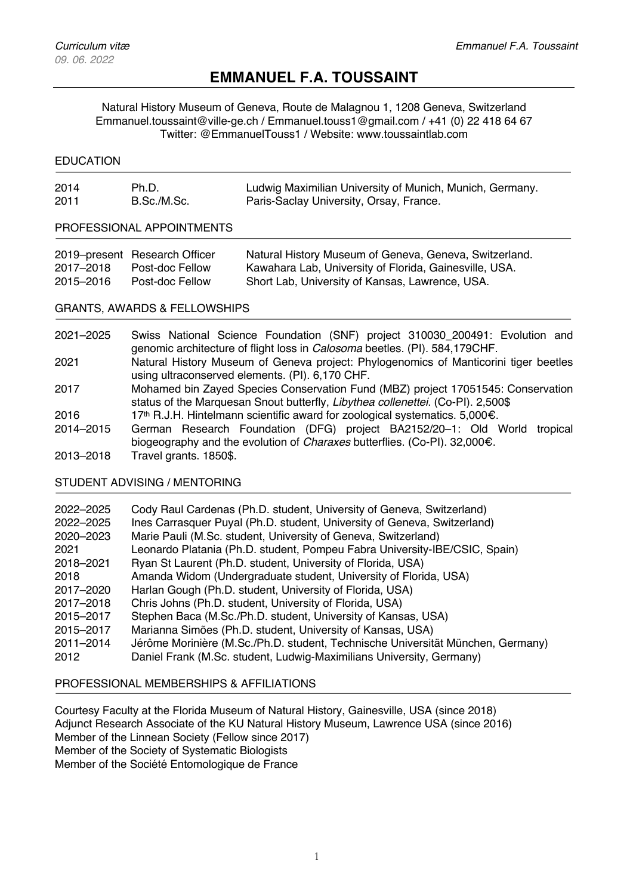*Curriculum vitæ*
*09. 06. 2022*

# EMMANUEL F.A. TOUSSAINT

Natural History Museum of Geneva, Route de Malagnou 1, 1208 Geneva, Switzerland
Emmanuel.toussaint@ville-ge.ch / Emmanuel.touss1@gmail.com / +41 (0) 22 418 64 67
Twitter: @EmmanuelTouss1 / Website: www.toussaintlab.com

## EDUCATION

| | | |
|---|---|---|
| 2014 | Ph.D. | Ludwig Maximilian University of Munich, Munich, Germany. |
| 2011 | B.Sc./M.Sc. | Paris-Saclay University, Orsay, France. |

## PROFESSIONAL APPOINTMENTS

| | | |
|---|---|---|
| 2019–present | Research Officer | Natural History Museum of Geneva, Geneva, Switzerland. |
| 2017–2018 | Post-doc Fellow | Kawahara Lab, University of Florida, Gainesville, USA. |
| 2015–2016 | Post-doc Fellow | Short Lab, University of Kansas, Lawrence, USA. |

## GRANTS, AWARDS & FELLOWSHIPS

| | |
|---|---|
| 2021–2025 | Swiss National Science Foundation (SNF) project 310030_200491: Evolution and genomic architecture of flight loss in *Calosoma* beetles. (PI). 584,179CHF. |
| 2021 | Natural History Museum of Geneva project: Phylogenomics of Manticorini tiger beetles using ultraconserved elements. (PI). 6,170 CHF. |
| 2017 | Mohamed bin Zayed Species Conservation Fund (MBZ) project 17051545: Conservation status of the Marquesan Snout butterfly, *Libythea collenettei*. (Co-PI). 2,500$ |
| 2016 | 17th R.J.H. Hintelmann scientific award for zoological systematics. 5,000€. |
| 2014–2015 | German Research Foundation (DFG) project BA2152/20–1: Old World tropical biogeography and the evolution of *Charaxes* butterflies. (Co-PI). 32,000€. |
| 2013–2018 | Travel grants. 1850$. |

## STUDENT ADVISING / MENTORING

| | |
|---|---|
| 2022–2025 | Cody Raul Cardenas (Ph.D. student, University of Geneva, Switzerland) |
| 2022–2025 | Ines Carrasquer Puyal (Ph.D. student, University of Geneva, Switzerland) |
| 2020–2023 | Marie Pauli (M.Sc. student, University of Geneva, Switzerland) |
| 2021 | Leonardo Platania (Ph.D. student, Pompeu Fabra University-IBE/CSIC, Spain) |
| 2018–2021 | Ryan St Laurent (Ph.D. student, University of Florida, USA) |
| 2018 | Amanda Widom (Undergraduate student, University of Florida, USA) |
| 2017–2020 | Harlan Gough (Ph.D. student, University of Florida, USA) |
| 2017–2018 | Chris Johns (Ph.D. student, University of Florida, USA) |
| 2015–2017 | Stephen Baca (M.Sc./Ph.D. student, University of Kansas, USA) |
| 2015–2017 | Marianna Simões (Ph.D. student, University of Kansas, USA) |
| 2011–2014 | Jérôme Morinière (M.Sc./Ph.D. student, Technische Universität München, Germany) |
| 2012 | Daniel Frank (M.Sc. student, Ludwig-Maximilians University, Germany) |

## PROFESSIONAL MEMBERSHIPS & AFFILIATIONS

Courtesy Faculty at the Florida Museum of Natural History, Gainesville, USA (since 2018)
Adjunct Research Associate of the KU Natural History Museum, Lawrence USA (since 2016)
Member of the Linnean Society (Fellow since 2017)
Member of the Society of Systematic Biologists
Member of the Société Entomologique de France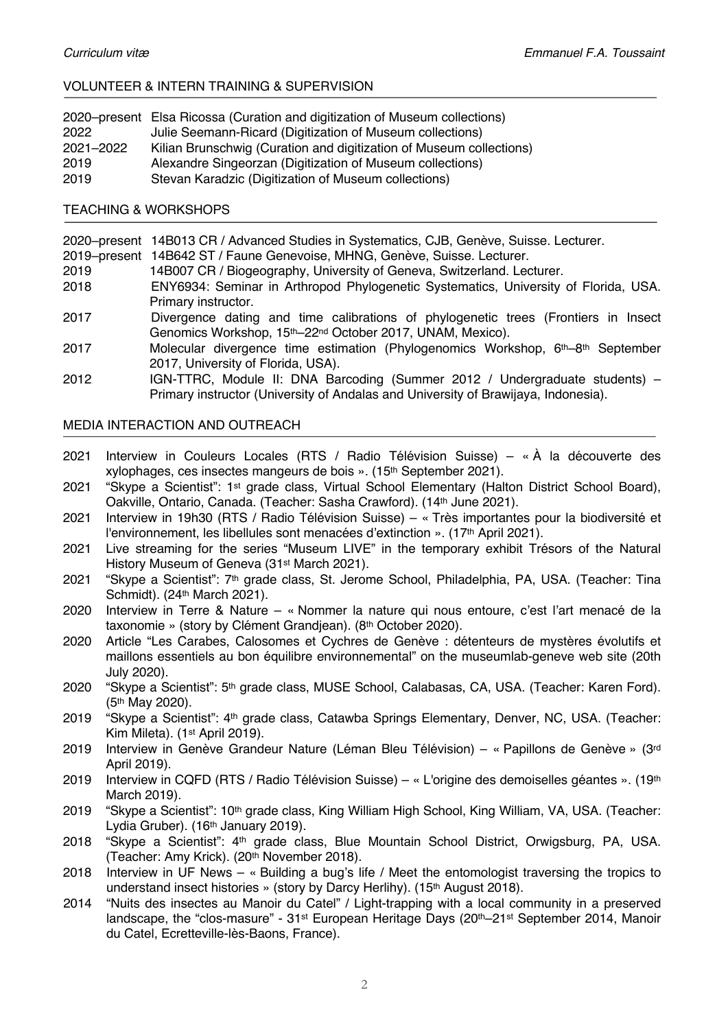## VOLUNTEER & INTERN TRAINING & SUPERVISION

2020–present Elsa Ricossa (Curation and digitization of Museum collections)
2022 Julie Seemann-Ricard (Digitization of Museum collections)
2021–2022 Kilian Brunschwig (Curation and digitization of Museum collections)
2019 Alexandre Singeorzan (Digitization of Museum collections)
2019 Stevan Karadzic (Digitization of Museum collections)

## TEACHING & WORKSHOPS

2020–present 14B013 CR / Advanced Studies in Systematics, CJB, Genève, Suisse. Lecturer.
2019–present 14B642 ST / Faune Genevoise, MHNG, Genève, Suisse. Lecturer.
2019 14B007 CR / Biogeography, University of Geneva, Switzerland. Lecturer.
2018 ENY6934: Seminar in Arthropod Phylogenetic Systematics, University of Florida, USA. Primary instructor.
2017 Divergence dating and time calibrations of phylogenetic trees (Frontiers in Insect Genomics Workshop, 15th–22nd October 2017, UNAM, Mexico).
2017 Molecular divergence time estimation (Phylogenomics Workshop, 6th–8th September 2017, University of Florida, USA).
2012 IGN-TTRC, Module II: DNA Barcoding (Summer 2012 / Undergraduate students) – Primary instructor (University of Andalas and University of Brawijaya, Indonesia).

## MEDIA INTERACTION AND OUTREACH

2021 Interview in Couleurs Locales (RTS / Radio Télévision Suisse) – « À la découverte des xylophages, ces insectes mangeurs de bois ». (15th September 2021).
2021 "Skype a Scientist": 1st grade class, Virtual School Elementary (Halton District School Board), Oakville, Ontario, Canada. (Teacher: Sasha Crawford). (14th June 2021).
2021 Interview in 19h30 (RTS / Radio Télévision Suisse) – « Très importantes pour la biodiversité et l'environnement, les libellules sont menacées d'extinction ». (17th April 2021).
2021 Live streaming for the series "Museum LIVE" in the temporary exhibit Trésors of the Natural History Museum of Geneva (31st March 2021).
2021 "Skype a Scientist": 7th grade class, St. Jerome School, Philadelphia, PA, USA. (Teacher: Tina Schmidt). (24th March 2021).
2020 Interview in Terre & Nature – « Nommer la nature qui nous entoure, c'est l'art menacé de la taxonomie » (story by Clément Grandjean). (8th October 2020).
2020 Article "Les Carabes, Calosomes et Cychres de Genève : détenteurs de mystères évolutifs et maillons essentiels au bon équilibre environnemental" on the museumlab-geneve web site (20th July 2020).
2020 "Skype a Scientist": 5th grade class, MUSE School, Calabasas, CA, USA. (Teacher: Karen Ford). (5th May 2020).
2019 "Skype a Scientist": 4th grade class, Catawba Springs Elementary, Denver, NC, USA. (Teacher: Kim Mileta). (1st April 2019).
2019 Interview in Genève Grandeur Nature (Léman Bleu Télévision) – « Papillons de Genève » (3rd April 2019).
2019 Interview in CQFD (RTS / Radio Télévision Suisse) – « L'origine des demoiselles géantes ». (19th March 2019).
2019 "Skype a Scientist": 10th grade class, King William High School, King William, VA, USA. (Teacher: Lydia Gruber). (16th January 2019).
2018 "Skype a Scientist": 4th grade class, Blue Mountain School District, Orwigsburg, PA, USA. (Teacher: Amy Krick). (20th November 2018).
2018 Interview in UF News – « Building a bug's life / Meet the entomologist traversing the tropics to understand insect histories » (story by Darcy Herlihy). (15th August 2018).
2014 "Nuits des insectes au Manoir du Catel" / Light-trapping with a local community in a preserved landscape, the "clos-masure" - 31st European Heritage Days (20th–21st September 2014, Manoir du Catel, Ecretteville-lès-Baons, France).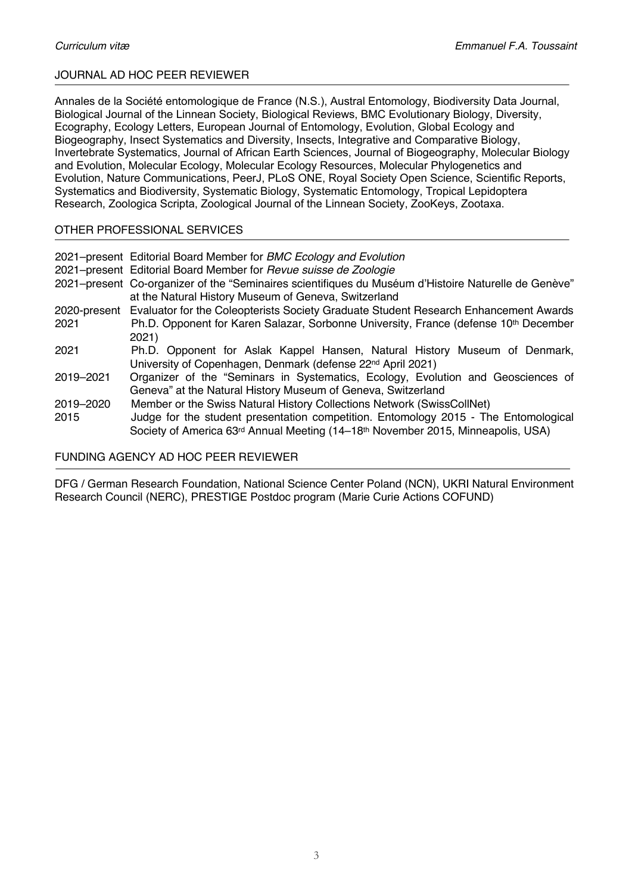## JOURNAL AD HOC PEER REVIEWER

Annales de la Société entomologique de France (N.S.), Austral Entomology, Biodiversity Data Journal, Biological Journal of the Linnean Society, Biological Reviews, BMC Evolutionary Biology, Diversity, Ecography, Ecology Letters, European Journal of Entomology, Evolution, Global Ecology and Biogeography, Insect Systematics and Diversity, Insects, Integrative and Comparative Biology, Invertebrate Systematics, Journal of African Earth Sciences, Journal of Biogeography, Molecular Biology and Evolution, Molecular Ecology, Molecular Ecology Resources, Molecular Phylogenetics and Evolution, Nature Communications, PeerJ, PLoS ONE, Royal Society Open Science, Scientific Reports, Systematics and Biodiversity, Systematic Biology, Systematic Entomology, Tropical Lepidoptera Research, Zoologica Scripta, Zoological Journal of the Linnean Society, ZooKeys, Zootaxa.

## OTHER PROFESSIONAL SERVICES

2021–present Editorial Board Member for *BMC Ecology and Evolution*

2021–present Editorial Board Member for *Revue suisse de Zoologie*

2021–present Co-organizer of the "Seminaires scientifiques du Muséum d'Histoire Naturelle de Genève" at the Natural History Museum of Geneva, Switzerland

2020-present Evaluator for the Coleopterists Society Graduate Student Research Enhancement Awards

2021 Ph.D. Opponent for Karen Salazar, Sorbonne University, France (defense 10th December 2021)

2021 Ph.D. Opponent for Aslak Kappel Hansen, Natural History Museum of Denmark, University of Copenhagen, Denmark (defense 22nd April 2021)

2019–2021 Organizer of the "Seminars in Systematics, Ecology, Evolution and Geosciences of Geneva" at the Natural History Museum of Geneva, Switzerland

2019–2020 Member or the Swiss Natural History Collections Network (SwissCollNet)

2015 Judge for the student presentation competition. Entomology 2015 - The Entomological Society of America 63rd Annual Meeting (14–18th November 2015, Minneapolis, USA)

## FUNDING AGENCY AD HOC PEER REVIEWER

DFG / German Research Foundation, National Science Center Poland (NCN), UKRI Natural Environment Research Council (NERC), PRESTIGE Postdoc program (Marie Curie Actions COFUND)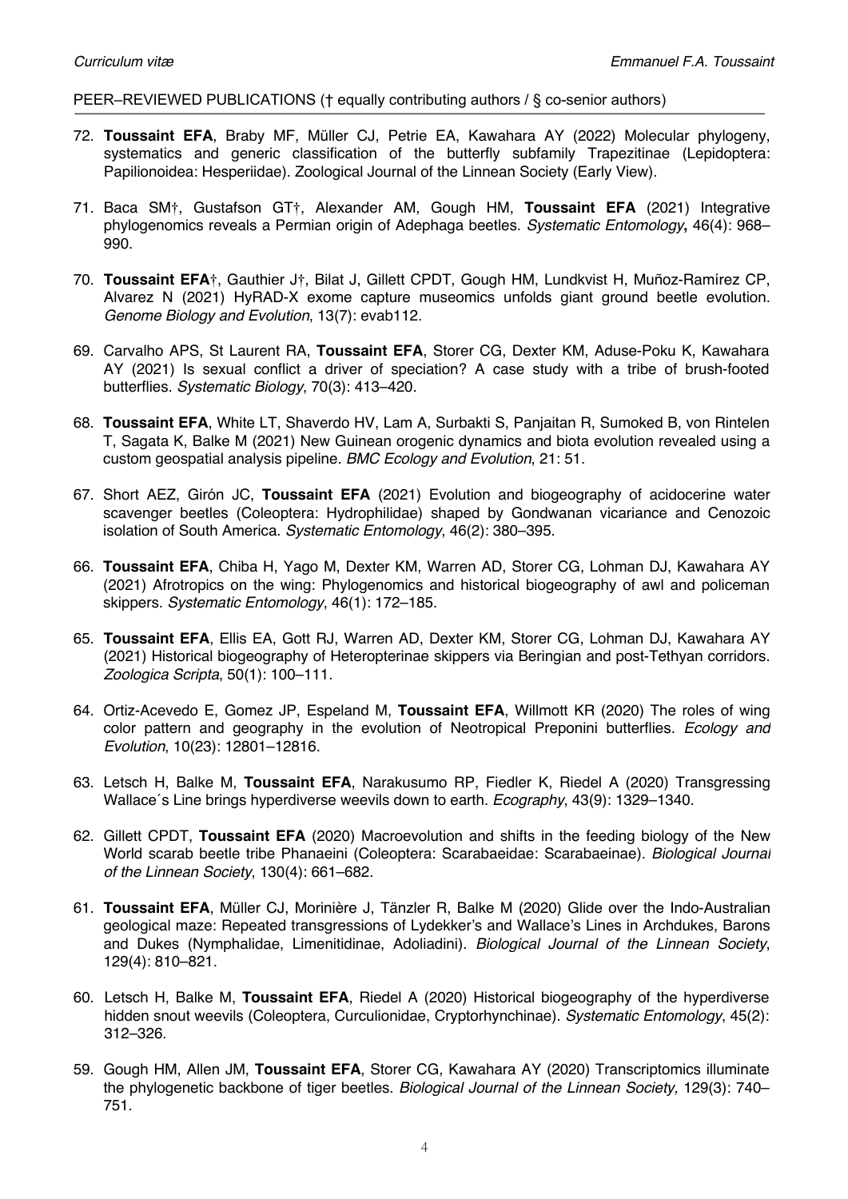PEER–REVIEWED PUBLICATIONS († equally contributing authors / § co-senior authors)

72. **Toussaint EFA**, Braby MF, Müller CJ, Petrie EA, Kawahara AY (2022) Molecular phylogeny, systematics and generic classification of the butterfly subfamily Trapezitinae (Lepidoptera: Papilionoidea: Hesperiidae). Zoological Journal of the Linnean Society (Early View).

71. Baca SM†, Gustafson GT†, Alexander AM, Gough HM, **Toussaint EFA** (2021) Integrative phylogenomics reveals a Permian origin of Adephaga beetles. *Systematic Entomology***,** 46(4): 968–990.

70. **Toussaint EFA**†, Gauthier J†, Bilat J, Gillett CPDT, Gough HM, Lundkvist H, Muñoz-Ramírez CP, Alvarez N (2021) HyRAD-X exome capture museomics unfolds giant ground beetle evolution. *Genome Biology and Evolution*, 13(7): evab112.

69. Carvalho APS, St Laurent RA, **Toussaint EFA**, Storer CG, Dexter KM, Aduse-Poku K, Kawahara AY (2021) Is sexual conflict a driver of speciation? A case study with a tribe of brush-footed butterflies. *Systematic Biology*, 70(3): 413–420.

68. **Toussaint EFA**, White LT, Shaverdo HV, Lam A, Surbakti S, Panjaitan R, Sumoked B, von Rintelen T, Sagata K, Balke M (2021) New Guinean orogenic dynamics and biota evolution revealed using a custom geospatial analysis pipeline. *BMC Ecology and Evolution*, 21: 51.

67. Short AEZ, Girón JC, **Toussaint EFA** (2021) Evolution and biogeography of acidocerine water scavenger beetles (Coleoptera: Hydrophilidae) shaped by Gondwanan vicariance and Cenozoic isolation of South America. *Systematic Entomology*, 46(2): 380–395.

66. **Toussaint EFA**, Chiba H, Yago M, Dexter KM, Warren AD, Storer CG, Lohman DJ, Kawahara AY (2021) Afrotropics on the wing: Phylogenomics and historical biogeography of awl and policeman skippers. *Systematic Entomology*, 46(1): 172–185.

65. **Toussaint EFA**, Ellis EA, Gott RJ, Warren AD, Dexter KM, Storer CG, Lohman DJ, Kawahara AY (2021) Historical biogeography of Heteropterinae skippers via Beringian and post-Tethyan corridors. *Zoologica Scripta*, 50(1): 100–111.

64. Ortiz-Acevedo E, Gomez JP, Espeland M, **Toussaint EFA**, Willmott KR (2020) The roles of wing color pattern and geography in the evolution of Neotropical Preponini butterflies. *Ecology and Evolution*, 10(23): 12801–12816.

63. Letsch H, Balke M, **Toussaint EFA**, Narakusumo RP, Fiedler K, Riedel A (2020) Transgressing Wallace´s Line brings hyperdiverse weevils down to earth. *Ecography*, 43(9): 1329–1340.

62. Gillett CPDT, **Toussaint EFA** (2020) Macroevolution and shifts in the feeding biology of the New World scarab beetle tribe Phanaeini (Coleoptera: Scarabaeidae: Scarabaeinae). *Biological Journal of the Linnean Society*, 130(4): 661–682.

61. **Toussaint EFA**, Müller CJ, Morinière J, Tänzler R, Balke M (2020) Glide over the Indo-Australian geological maze: Repeated transgressions of Lydekker's and Wallace's Lines in Archdukes, Barons and Dukes (Nymphalidae, Limenitidinae, Adoliadini). *Biological Journal of the Linnean Society*, 129(4): 810–821.

60. Letsch H, Balke M, **Toussaint EFA**, Riedel A (2020) Historical biogeography of the hyperdiverse hidden snout weevils (Coleoptera, Curculionidae, Cryptorhynchinae). *Systematic Entomology*, 45(2): 312–326.

59. Gough HM, Allen JM, **Toussaint EFA**, Storer CG, Kawahara AY (2020) Transcriptomics illuminate the phylogenetic backbone of tiger beetles. *Biological Journal of the Linnean Society,* 129(3): 740–751.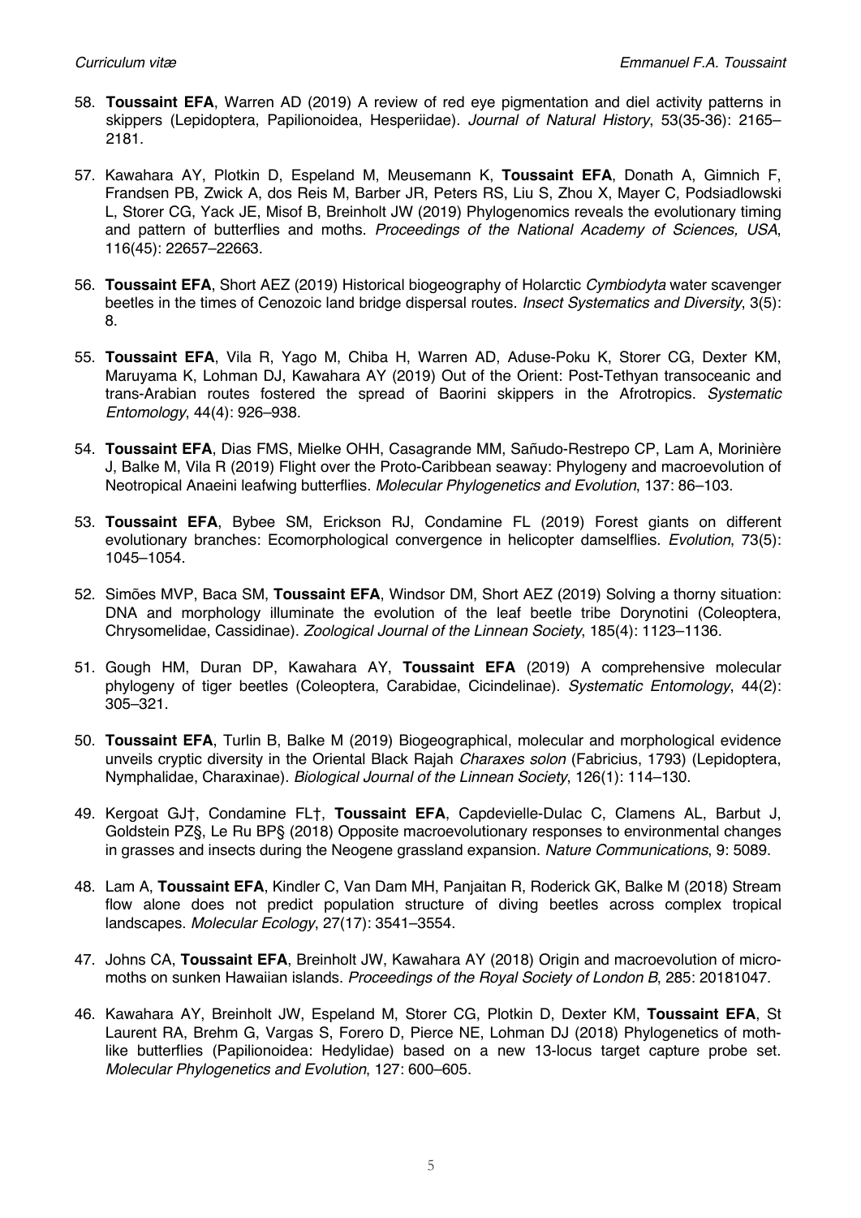58. **Toussaint EFA**, Warren AD (2019) A review of red eye pigmentation and diel activity patterns in skippers (Lepidoptera, Papilionoidea, Hesperiidae). *Journal of Natural History*, 53(35-36): 2165–2181.

57. Kawahara AY, Plotkin D, Espeland M, Meusemann K, **Toussaint EFA**, Donath A, Gimnich F, Frandsen PB, Zwick A, dos Reis M, Barber JR, Peters RS, Liu S, Zhou X, Mayer C, Podsiadlowski L, Storer CG, Yack JE, Misof B, Breinholt JW (2019) Phylogenomics reveals the evolutionary timing and pattern of butterflies and moths. *Proceedings of the National Academy of Sciences, USA*, 116(45): 22657–22663.

56. **Toussaint EFA**, Short AEZ (2019) Historical biogeography of Holarctic *Cymbiodyta* water scavenger beetles in the times of Cenozoic land bridge dispersal routes. *Insect Systematics and Diversity*, 3(5): 8.

55. **Toussaint EFA**, Vila R, Yago M, Chiba H, Warren AD, Aduse-Poku K, Storer CG, Dexter KM, Maruyama K, Lohman DJ, Kawahara AY (2019) Out of the Orient: Post-Tethyan transoceanic and trans-Arabian routes fostered the spread of Baorini skippers in the Afrotropics. *Systematic Entomology*, 44(4): 926–938.

54. **Toussaint EFA**, Dias FMS, Mielke OHH, Casagrande MM, Sañudo-Restrepo CP, Lam A, Morinière J, Balke M, Vila R (2019) Flight over the Proto-Caribbean seaway: Phylogeny and macroevolution of Neotropical Anaeini leafwing butterflies. *Molecular Phylogenetics and Evolution*, 137: 86–103.

53. **Toussaint EFA**, Bybee SM, Erickson RJ, Condamine FL (2019) Forest giants on different evolutionary branches: Ecomorphological convergence in helicopter damselflies. *Evolution*, 73(5): 1045–1054.

52. Simões MVP, Baca SM, **Toussaint EFA**, Windsor DM, Short AEZ (2019) Solving a thorny situation: DNA and morphology illuminate the evolution of the leaf beetle tribe Dorynotini (Coleoptera, Chrysomelidae, Cassidinae). *Zoological Journal of the Linnean Society*, 185(4): 1123–1136.

51. Gough HM, Duran DP, Kawahara AY, **Toussaint EFA** (2019) A comprehensive molecular phylogeny of tiger beetles (Coleoptera, Carabidae, Cicindelinae). *Systematic Entomology*, 44(2): 305–321.

50. **Toussaint EFA**, Turlin B, Balke M (2019) Biogeographical, molecular and morphological evidence unveils cryptic diversity in the Oriental Black Rajah *Charaxes solon* (Fabricius, 1793) (Lepidoptera, Nymphalidae, Charaxinae). *Biological Journal of the Linnean Society*, 126(1): 114–130.

49. Kergoat GJ†, Condamine FL†, **Toussaint EFA**, Capdevielle-Dulac C, Clamens AL, Barbut J, Goldstein PZ§, Le Ru BP§ (2018) Opposite macroevolutionary responses to environmental changes in grasses and insects during the Neogene grassland expansion. *Nature Communications*, 9: 5089.

48. Lam A, **Toussaint EFA**, Kindler C, Van Dam MH, Panjaitan R, Roderick GK, Balke M (2018) Stream flow alone does not predict population structure of diving beetles across complex tropical landscapes. *Molecular Ecology*, 27(17): 3541–3554.

47. Johns CA, **Toussaint EFA**, Breinholt JW, Kawahara AY (2018) Origin and macroevolution of micro-moths on sunken Hawaiian islands. *Proceedings of the Royal Society of London B*, 285: 20181047.

46. Kawahara AY, Breinholt JW, Espeland M, Storer CG, Plotkin D, Dexter KM, **Toussaint EFA**, St Laurent RA, Brehm G, Vargas S, Forero D, Pierce NE, Lohman DJ (2018) Phylogenetics of moth-like butterflies (Papilionoidea: Hedylidae) based on a new 13-locus target capture probe set. *Molecular Phylogenetics and Evolution*, 127: 600–605.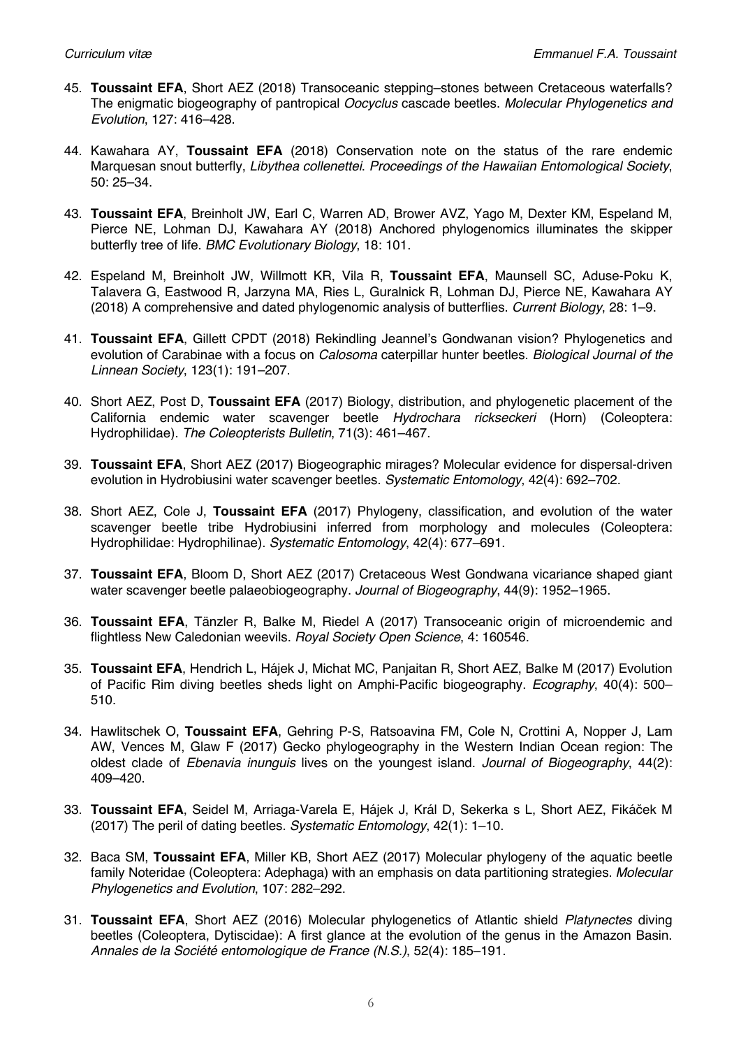45. **Toussaint EFA**, Short AEZ (2018) Transoceanic stepping–stones between Cretaceous waterfalls? The enigmatic biogeography of pantropical *Oocyclus* cascade beetles. *Molecular Phylogenetics and Evolution*, 127: 416–428.

44. Kawahara AY, **Toussaint EFA** (2018) Conservation note on the status of the rare endemic Marquesan snout butterfly, *Libythea collenettei*. *Proceedings of the Hawaiian Entomological Society*, 50: 25–34.

43. **Toussaint EFA**, Breinholt JW, Earl C, Warren AD, Brower AVZ, Yago M, Dexter KM, Espeland M, Pierce NE, Lohman DJ, Kawahara AY (2018) Anchored phylogenomics illuminates the skipper butterfly tree of life. *BMC Evolutionary Biology*, 18: 101.

42. Espeland M, Breinholt JW, Willmott KR, Vila R, **Toussaint EFA**, Maunsell SC, Aduse-Poku K, Talavera G, Eastwood R, Jarzyna MA, Ries L, Guralnick R, Lohman DJ, Pierce NE, Kawahara AY (2018) A comprehensive and dated phylogenomic analysis of butterflies. *Current Biology*, 28: 1–9.

41. **Toussaint EFA**, Gillett CPDT (2018) Rekindling Jeannel's Gondwanan vision? Phylogenetics and evolution of Carabinae with a focus on *Calosoma* caterpillar hunter beetles. *Biological Journal of the Linnean Society*, 123(1): 191–207.

40. Short AEZ, Post D, **Toussaint EFA** (2017) Biology, distribution, and phylogenetic placement of the California endemic water scavenger beetle *Hydrochara rickseckeri* (Horn) (Coleoptera: Hydrophilidae). *The Coleopterists Bulletin*, 71(3): 461–467.

39. **Toussaint EFA**, Short AEZ (2017) Biogeographic mirages? Molecular evidence for dispersal-driven evolution in Hydrobiusini water scavenger beetles. *Systematic Entomology*, 42(4): 692–702.

38. Short AEZ, Cole J, **Toussaint EFA** (2017) Phylogeny, classification, and evolution of the water scavenger beetle tribe Hydrobiusini inferred from morphology and molecules (Coleoptera: Hydrophilidae: Hydrophilinae). *Systematic Entomology*, 42(4): 677–691.

37. **Toussaint EFA**, Bloom D, Short AEZ (2017) Cretaceous West Gondwana vicariance shaped giant water scavenger beetle palaeobiogeography. *Journal of Biogeography*, 44(9): 1952–1965.

36. **Toussaint EFA**, Tänzler R, Balke M, Riedel A (2017) Transoceanic origin of microendemic and flightless New Caledonian weevils. *Royal Society Open Science*, 4: 160546.

35. **Toussaint EFA**, Hendrich L, Hájek J, Michat MC, Panjaitan R, Short AEZ, Balke M (2017) Evolution of Pacific Rim diving beetles sheds light on Amphi-Pacific biogeography. *Ecography*, 40(4): 500–510.

34. Hawlitschek O, **Toussaint EFA**, Gehring P-S, Ratsoavina FM, Cole N, Crottini A, Nopper J, Lam AW, Vences M, Glaw F (2017) Gecko phylogeography in the Western Indian Ocean region: The oldest clade of *Ebenavia inunguis* lives on the youngest island. *Journal of Biogeography*, 44(2): 409–420.

33. **Toussaint EFA**, Seidel M, Arriaga-Varela E, Hájek J, Král D, Sekerka s L, Short AEZ, Fikáček M (2017) The peril of dating beetles. *Systematic Entomology*, 42(1): 1–10.

32. Baca SM, **Toussaint EFA**, Miller KB, Short AEZ (2017) Molecular phylogeny of the aquatic beetle family Noteridae (Coleoptera: Adephaga) with an emphasis on data partitioning strategies. *Molecular Phylogenetics and Evolution*, 107: 282–292.

31. **Toussaint EFA**, Short AEZ (2016) Molecular phylogenetics of Atlantic shield *Platynectes* diving beetles (Coleoptera, Dytiscidae): A first glance at the evolution of the genus in the Amazon Basin. *Annales de la Société entomologique de France (N.S.)*, 52(4): 185–191.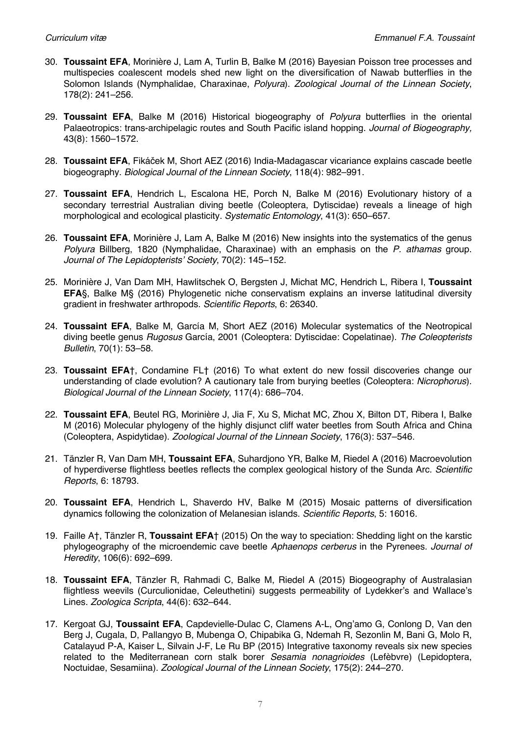30. **Toussaint EFA**, Morinière J, Lam A, Turlin B, Balke M (2016) Bayesian Poisson tree processes and multispecies coalescent models shed new light on the diversification of Nawab butterflies in the Solomon Islands (Nymphalidae, Charaxinae, *Polyura*). *Zoological Journal of the Linnean Society*, 178(2): 241–256.

29. **Toussaint EFA**, Balke M (2016) Historical biogeography of *Polyura* butterflies in the oriental Palaeotropics: trans-archipelagic routes and South Pacific island hopping. *Journal of Biogeography,* 43(8): 1560–1572.

28. **Toussaint EFA**, Fikáček M, Short AEZ (2016) India-Madagascar vicariance explains cascade beetle biogeography. *Biological Journal of the Linnean Society*, 118(4): 982–991.

27. **Toussaint EFA**, Hendrich L, Escalona HE, Porch N, Balke M (2016) Evolutionary history of a secondary terrestrial Australian diving beetle (Coleoptera, Dytiscidae) reveals a lineage of high morphological and ecological plasticity. *Systematic Entomology*, 41(3): 650–657.

26. **Toussaint EFA**, Morinière J, Lam A, Balke M (2016) New insights into the systematics of the genus *Polyura* Billberg, 1820 (Nymphalidae, Charaxinae) with an emphasis on the *P. athamas* group. *Journal of The Lepidopterists' Society*, 70(2): 145–152.

25. Morinière J, Van Dam MH, Hawlitschek O, Bergsten J, Michat MC, Hendrich L, Ribera I, **Toussaint EFA**§, Balke M§ (2016) Phylogenetic niche conservatism explains an inverse latitudinal diversity gradient in freshwater arthropods. *Scientific Reports*, 6: 26340.

24. **Toussaint EFA**, Balke M, García M, Short AEZ (2016) Molecular systematics of the Neotropical diving beetle genus *Rugosus* García, 2001 (Coleoptera: Dytiscidae: Copelatinae). *The Coleopterists Bulletin*, 70(1): 53–58.

23. **Toussaint EFA**†, Condamine FL† (2016) To what extent do new fossil discoveries change our understanding of clade evolution? A cautionary tale from burying beetles (Coleoptera: *Nicrophorus*). *Biological Journal of the Linnean Society*, 117(4): 686–704.

22. **Toussaint EFA**, Beutel RG, Morinière J, Jia F, Xu S, Michat MC, Zhou X, Bilton DT, Ribera I, Balke M (2016) Molecular phylogeny of the highly disjunct cliff water beetles from South Africa and China (Coleoptera, Aspidytidae). *Zoological Journal of the Linnean Society*, 176(3): 537–546.

21. Tänzler R, Van Dam MH, **Toussaint EFA**, Suhardjono YR, Balke M, Riedel A (2016) Macroevolution of hyperdiverse flightless beetles reflects the complex geological history of the Sunda Arc. *Scientific Reports*, 6: 18793.

20. **Toussaint EFA**, Hendrich L, Shaverdo HV, Balke M (2015) Mosaic patterns of diversification dynamics following the colonization of Melanesian islands. *Scientific Reports*, 5: 16016.

19. Faille A†, Tänzler R, **Toussaint EFA**† (2015) On the way to speciation: Shedding light on the karstic phylogeography of the microendemic cave beetle *Aphaenops cerberus* in the Pyrenees. *Journal of Heredity*, 106(6): 692–699.

18. **Toussaint EFA**, Tänzler R, Rahmadi C, Balke M, Riedel A (2015) Biogeography of Australasian flightless weevils (Curculionidae, Celeuthetini) suggests permeability of Lydekker's and Wallace's Lines. *Zoologica Scripta*, 44(6): 632–644.

17. Kergoat GJ, **Toussaint EFA**, Capdevielle-Dulac C, Clamens A-L, Ong'amo G, Conlong D, Van den Berg J, Cugala, D, Pallangyo B, Mubenga O, Chipabika G, Ndemah R, Sezonlin M, Bani G, Molo R, Catalayud P-A, Kaiser L, Silvain J-F, Le Ru BP (2015) Integrative taxonomy reveals six new species related to the Mediterranean corn stalk borer *Sesamia nonagrioides* (Lefèbvre) (Lepidoptera, Noctuidae, Sesamiina). *Zoological Journal of the Linnean Society*, 175(2): 244–270.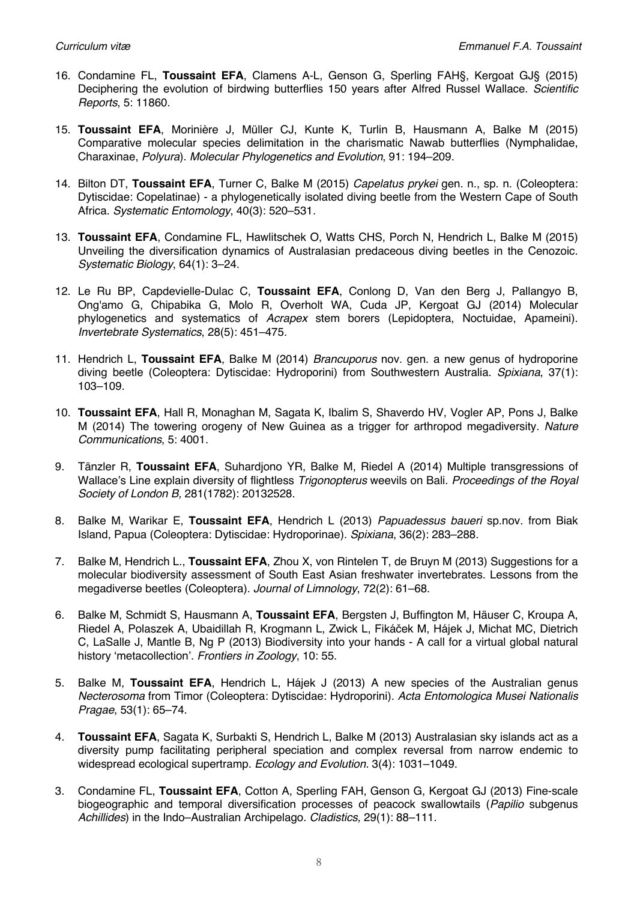16. Condamine FL, **Toussaint EFA**, Clamens A-L, Genson G, Sperling FAH§, Kergoat GJ§ (2015) Deciphering the evolution of birdwing butterflies 150 years after Alfred Russel Wallace. *Scientific Reports*, 5: 11860.

15. **Toussaint EFA**, Morinière J, Müller CJ, Kunte K, Turlin B, Hausmann A, Balke M (2015) Comparative molecular species delimitation in the charismatic Nawab butterflies (Nymphalidae, Charaxinae, *Polyura*). *Molecular Phylogenetics and Evolution*, 91: 194–209.

14. Bilton DT, **Toussaint EFA**, Turner C, Balke M (2015) *Capelatus prykei* gen. n., sp. n. (Coleoptera: Dytiscidae: Copelatinae) - a phylogenetically isolated diving beetle from the Western Cape of South Africa. *Systematic Entomology*, 40(3): 520–531.

13. **Toussaint EFA**, Condamine FL, Hawlitschek O, Watts CHS, Porch N, Hendrich L, Balke M (2015) Unveiling the diversification dynamics of Australasian predaceous diving beetles in the Cenozoic. *Systematic Biology*, 64(1): 3–24.

12. Le Ru BP, Capdevielle-Dulac C, **Toussaint EFA**, Conlong D, Van den Berg J, Pallangyo B, Ong'amo G, Chipabika G, Molo R, Overholt WA, Cuda JP, Kergoat GJ (2014) Molecular phylogenetics and systematics of *Acrapex* stem borers (Lepidoptera, Noctuidae, Apameini). *Invertebrate Systematics*, 28(5): 451–475.

11. Hendrich L, **Toussaint EFA**, Balke M (2014) *Brancuporus* nov. gen. a new genus of hydroporine diving beetle (Coleoptera: Dytiscidae: Hydroporini) from Southwestern Australia. *Spixiana*, 37(1): 103–109.

10. **Toussaint EFA**, Hall R, Monaghan M, Sagata K, Ibalim S, Shaverdo HV, Vogler AP, Pons J, Balke M (2014) The towering orogeny of New Guinea as a trigger for arthropod megadiversity. *Nature Communications*, 5: 4001.

9. Tänzler R, **Toussaint EFA**, Suhardjono YR, Balke M, Riedel A (2014) Multiple transgressions of Wallace's Line explain diversity of flightless *Trigonopterus* weevils on Bali. *Proceedings of the Royal Society of London B,* 281(1782): 20132528.

8. Balke M, Warikar E, **Toussaint EFA**, Hendrich L (2013) *Papuadessus baueri* sp.nov. from Biak Island, Papua (Coleoptera: Dytiscidae: Hydroporinae). *Spixiana*, 36(2): 283–288.

7. Balke M, Hendrich L., **Toussaint EFA**, Zhou X, von Rintelen T, de Bruyn M (2013) Suggestions for a molecular biodiversity assessment of South East Asian freshwater invertebrates. Lessons from the megadiverse beetles (Coleoptera). *Journal of Limnology*, 72(2): 61–68.

6. Balke M, Schmidt S, Hausmann A, **Toussaint EFA**, Bergsten J, Buffington M, Häuser C, Kroupa A, Riedel A, Polaszek A, Ubaidillah R, Krogmann L, Zwick L, Fikáček M, Hájek J, Michat MC, Dietrich C, LaSalle J, Mantle B, Ng P (2013) Biodiversity into your hands - A call for a virtual global natural history 'metacollection'. *Frontiers in Zoology*, 10: 55.

5. Balke M, **Toussaint EFA**, Hendrich L, Hájek J (2013) A new species of the Australian genus *Necterosoma* from Timor (Coleoptera: Dytiscidae: Hydroporini). *Acta Entomologica Musei Nationalis Pragae*, 53(1): 65–74.

4. **Toussaint EFA**, Sagata K, Surbakti S, Hendrich L, Balke M (2013) Australasian sky islands act as a diversity pump facilitating peripheral speciation and complex reversal from narrow endemic to widespread ecological supertramp. *Ecology and Evolution*. 3(4): 1031–1049.

3. Condamine FL, **Toussaint EFA**, Cotton A, Sperling FAH, Genson G, Kergoat GJ (2013) Fine-scale biogeographic and temporal diversification processes of peacock swallowtails (*Papilio* subgenus *Achillides*) in the Indo–Australian Archipelago. *Cladistics,* 29(1): 88–111.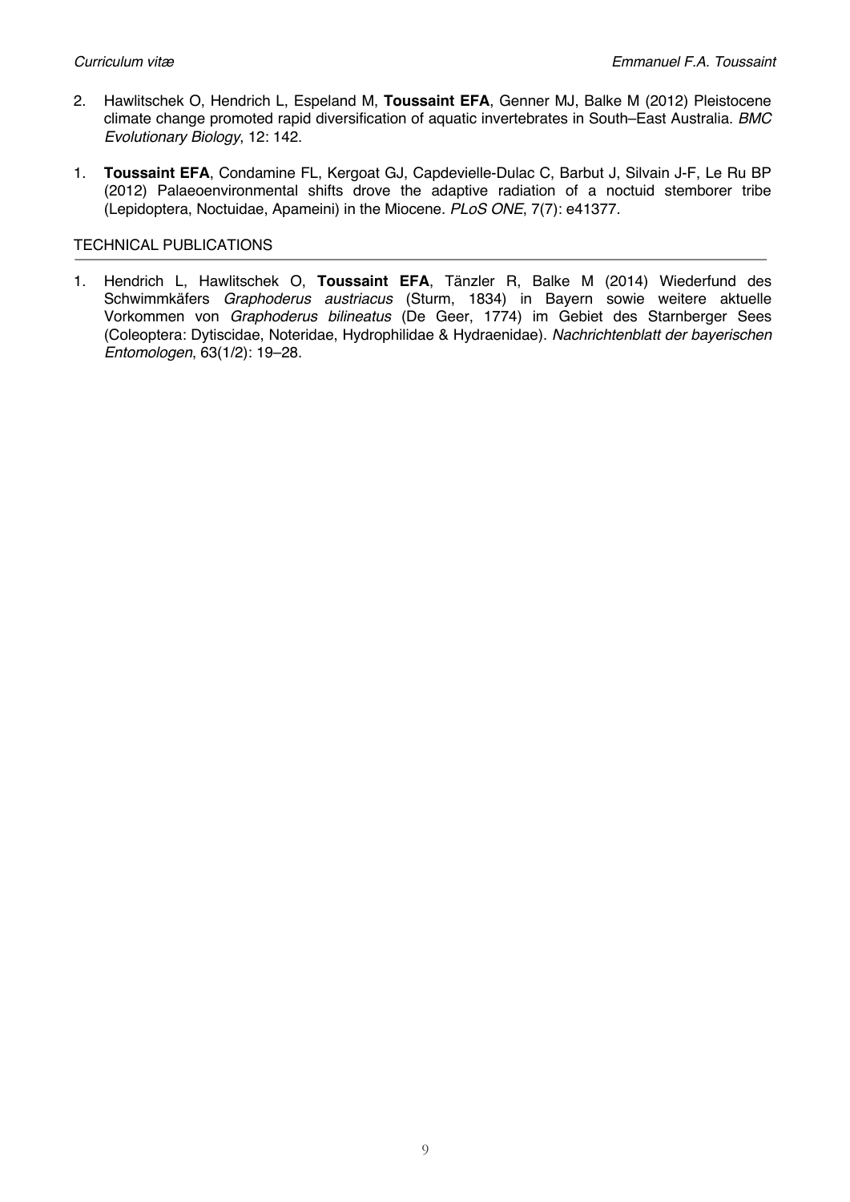2. Hawlitschek O, Hendrich L, Espeland M, **Toussaint EFA**, Genner MJ, Balke M (2012) Pleistocene climate change promoted rapid diversification of aquatic invertebrates in South–East Australia. *BMC Evolutionary Biology*, 12: 142.

1. **Toussaint EFA**, Condamine FL, Kergoat GJ, Capdevielle-Dulac C, Barbut J, Silvain J-F, Le Ru BP (2012) Palaeoenvironmental shifts drove the adaptive radiation of a noctuid stemborer tribe (Lepidoptera, Noctuidae, Apameini) in the Miocene. *PLoS ONE*, 7(7): e41377.

## TECHNICAL PUBLICATIONS

1. Hendrich L, Hawlitschek O, **Toussaint EFA**, Tänzler R, Balke M (2014) Wiederfund des Schwimmkäfers *Graphoderus austriacus* (Sturm, 1834) in Bayern sowie weitere aktuelle Vorkommen von *Graphoderus bilineatus* (De Geer, 1774) im Gebiet des Starnberger Sees (Coleoptera: Dytiscidae, Noteridae, Hydrophilidae & Hydraenidae). *Nachrichtenblatt der bayerischen Entomologen*, 63(1/2): 19–28.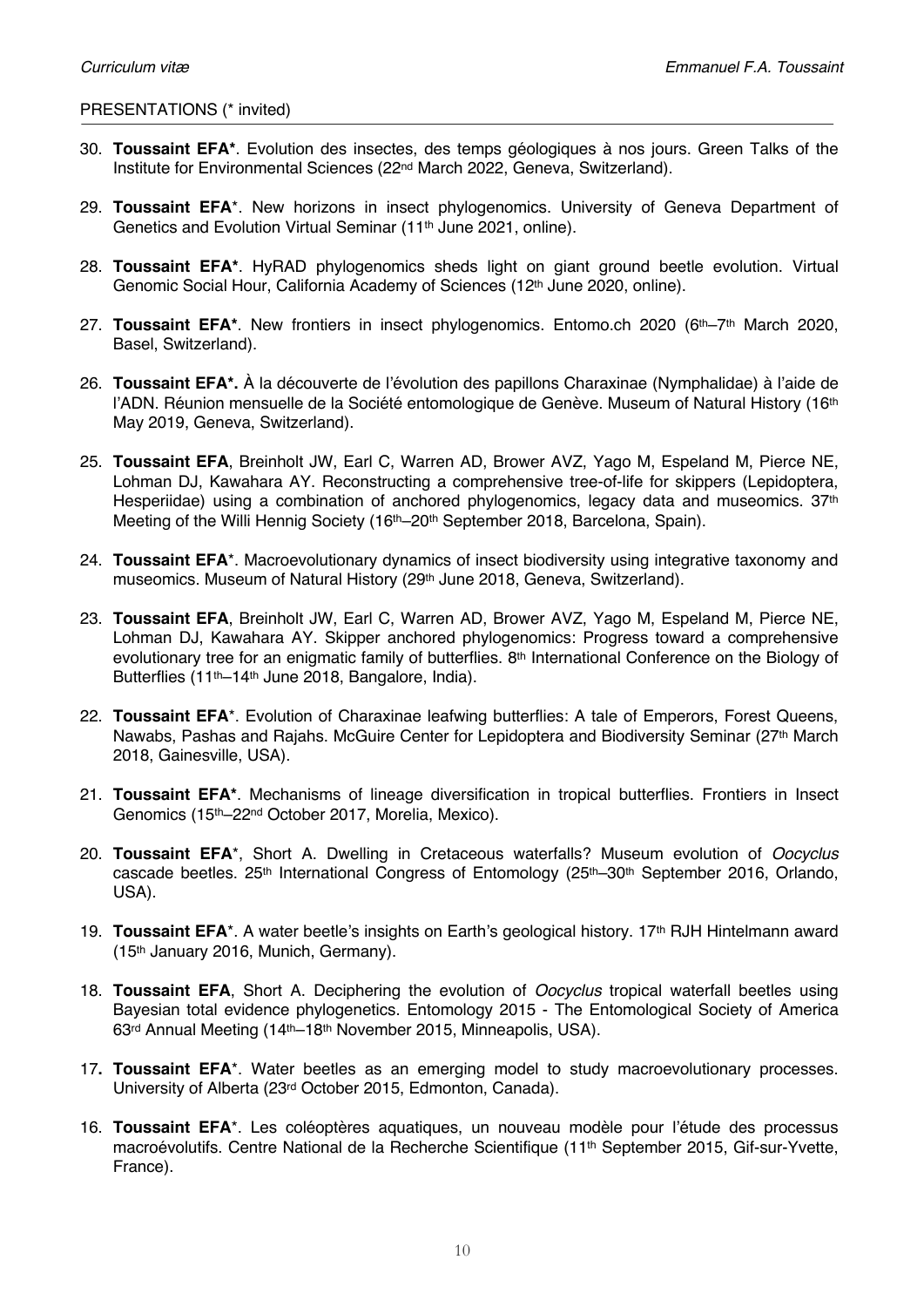PRESENTATIONS (* invited)

30. **Toussaint EFA***. Evolution des insectes, des temps géologiques à nos jours. Green Talks of the Institute for Environmental Sciences (22nd March 2022, Geneva, Switzerland).

29. **Toussaint EFA***. New horizons in insect phylogenomics. University of Geneva Department of Genetics and Evolution Virtual Seminar (11th June 2021, online).

28. **Toussaint EFA***. HyRAD phylogenomics sheds light on giant ground beetle evolution. Virtual Genomic Social Hour, California Academy of Sciences (12th June 2020, online).

27. **Toussaint EFA***. New frontiers in insect phylogenomics. Entomo.ch 2020 (6th–7th March 2020, Basel, Switzerland).

26. **Toussaint EFA*.** À la découverte de l'évolution des papillons Charaxinae (Nymphalidae) à l'aide de l'ADN. Réunion mensuelle de la Société entomologique de Genève. Museum of Natural History (16th May 2019, Geneva, Switzerland).

25. **Toussaint EFA**, Breinholt JW, Earl C, Warren AD, Brower AVZ, Yago M, Espeland M, Pierce NE, Lohman DJ, Kawahara AY. Reconstructing a comprehensive tree-of-life for skippers (Lepidoptera, Hesperiidae) using a combination of anchored phylogenomics, legacy data and museomics. 37th Meeting of the Willi Hennig Society (16th–20th September 2018, Barcelona, Spain).

24. **Toussaint EFA***. Macroevolutionary dynamics of insect biodiversity using integrative taxonomy and museomics. Museum of Natural History (29th June 2018, Geneva, Switzerland).

23. **Toussaint EFA**, Breinholt JW, Earl C, Warren AD, Brower AVZ, Yago M, Espeland M, Pierce NE, Lohman DJ, Kawahara AY. Skipper anchored phylogenomics: Progress toward a comprehensive evolutionary tree for an enigmatic family of butterflies. 8th International Conference on the Biology of Butterflies (11th–14th June 2018, Bangalore, India).

22. **Toussaint EFA***. Evolution of Charaxinae leafwing butterflies: A tale of Emperors, Forest Queens, Nawabs, Pashas and Rajahs. McGuire Center for Lepidoptera and Biodiversity Seminar (27th March 2018, Gainesville, USA).

21. **Toussaint EFA***. Mechanisms of lineage diversification in tropical butterflies. Frontiers in Insect Genomics (15th–22nd October 2017, Morelia, Mexico).

20. **Toussaint EFA***, Short A. Dwelling in Cretaceous waterfalls? Museum evolution of *Oocyclus* cascade beetles. 25th International Congress of Entomology (25th–30th September 2016, Orlando, USA).

19. **Toussaint EFA***. A water beetle's insights on Earth's geological history. 17th RJH Hintelmann award (15th January 2016, Munich, Germany).

18. **Toussaint EFA**, Short A. Deciphering the evolution of *Oocyclus* tropical waterfall beetles using Bayesian total evidence phylogenetics. Entomology 2015 - The Entomological Society of America 63rd Annual Meeting (14th–18th November 2015, Minneapolis, USA).

17. **Toussaint EFA***. Water beetles as an emerging model to study macroevolutionary processes. University of Alberta (23rd October 2015, Edmonton, Canada).

16. **Toussaint EFA***. Les coléoptères aquatiques, un nouveau modèle pour l'étude des processus macroévolutifs. Centre National de la Recherche Scientifique (11th September 2015, Gif-sur-Yvette, France).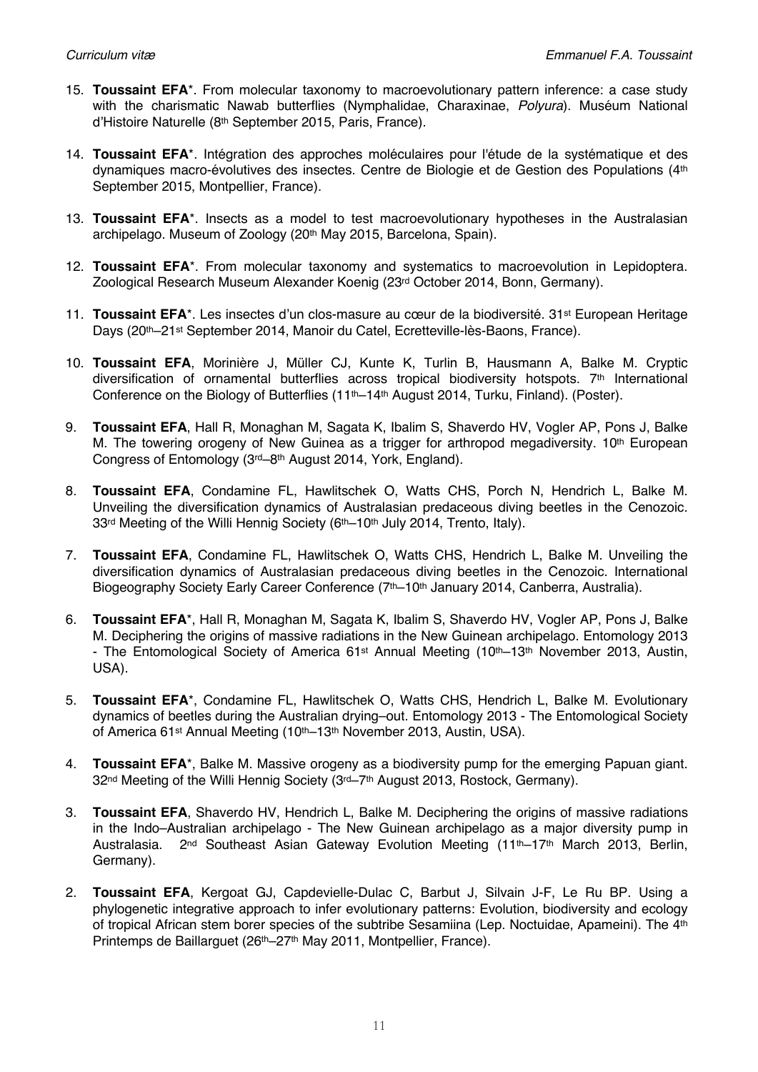15. **Toussaint EFA***. From molecular taxonomy to macroevolutionary pattern inference: a case study with the charismatic Nawab butterflies (Nymphalidae, Charaxinae, *Polyura*). Muséum National d'Histoire Naturelle (8th September 2015, Paris, France).

14. **Toussaint EFA***. Intégration des approches moléculaires pour l'étude de la systématique et des dynamiques macro-évolutives des insectes. Centre de Biologie et de Gestion des Populations (4th September 2015, Montpellier, France).

13. **Toussaint EFA***. Insects as a model to test macroevolutionary hypotheses in the Australasian archipelago. Museum of Zoology (20th May 2015, Barcelona, Spain).

12. **Toussaint EFA***. From molecular taxonomy and systematics to macroevolution in Lepidoptera. Zoological Research Museum Alexander Koenig (23rd October 2014, Bonn, Germany).

11. **Toussaint EFA***. Les insectes d'un clos-masure au cœur de la biodiversité. 31st European Heritage Days (20th–21st September 2014, Manoir du Catel, Ecretteville-lès-Baons, France).

10. **Toussaint EFA**, Morinière J, Müller CJ, Kunte K, Turlin B, Hausmann A, Balke M. Cryptic diversification of ornamental butterflies across tropical biodiversity hotspots. 7th International Conference on the Biology of Butterflies (11th–14th August 2014, Turku, Finland). (Poster).

9. **Toussaint EFA**, Hall R, Monaghan M, Sagata K, Ibalim S, Shaverdo HV, Vogler AP, Pons J, Balke M. The towering orogeny of New Guinea as a trigger for arthropod megadiversity. 10th European Congress of Entomology (3rd–8th August 2014, York, England).

8. **Toussaint EFA**, Condamine FL, Hawlitschek O, Watts CHS, Porch N, Hendrich L, Balke M. Unveiling the diversification dynamics of Australasian predaceous diving beetles in the Cenozoic. 33rd Meeting of the Willi Hennig Society (6th–10th July 2014, Trento, Italy).

7. **Toussaint EFA**, Condamine FL, Hawlitschek O, Watts CHS, Hendrich L, Balke M. Unveiling the diversification dynamics of Australasian predaceous diving beetles in the Cenozoic. International Biogeography Society Early Career Conference (7th–10th January 2014, Canberra, Australia).

6. **Toussaint EFA***, Hall R, Monaghan M, Sagata K, Ibalim S, Shaverdo HV, Vogler AP, Pons J, Balke M. Deciphering the origins of massive radiations in the New Guinean archipelago. Entomology 2013 - The Entomological Society of America 61st Annual Meeting (10th–13th November 2013, Austin, USA).

5. **Toussaint EFA***, Condamine FL, Hawlitschek O, Watts CHS, Hendrich L, Balke M. Evolutionary dynamics of beetles during the Australian drying–out. Entomology 2013 - The Entomological Society of America 61st Annual Meeting (10th–13th November 2013, Austin, USA).

4. **Toussaint EFA***, Balke M. Massive orogeny as a biodiversity pump for the emerging Papuan giant. 32nd Meeting of the Willi Hennig Society (3rd–7th August 2013, Rostock, Germany).

3. **Toussaint EFA**, Shaverdo HV, Hendrich L, Balke M. Deciphering the origins of massive radiations in the Indo–Australian archipelago - The New Guinean archipelago as a major diversity pump in Australasia. 2nd Southeast Asian Gateway Evolution Meeting (11th–17th March 2013, Berlin, Germany).

2. **Toussaint EFA**, Kergoat GJ, Capdevielle-Dulac C, Barbut J, Silvain J-F, Le Ru BP. Using a phylogenetic integrative approach to infer evolutionary patterns: Evolution, biodiversity and ecology of tropical African stem borer species of the subtribe Sesamiina (Lep. Noctuidae, Apameini). The 4th Printemps de Baillarguet (26th–27th May 2011, Montpellier, France).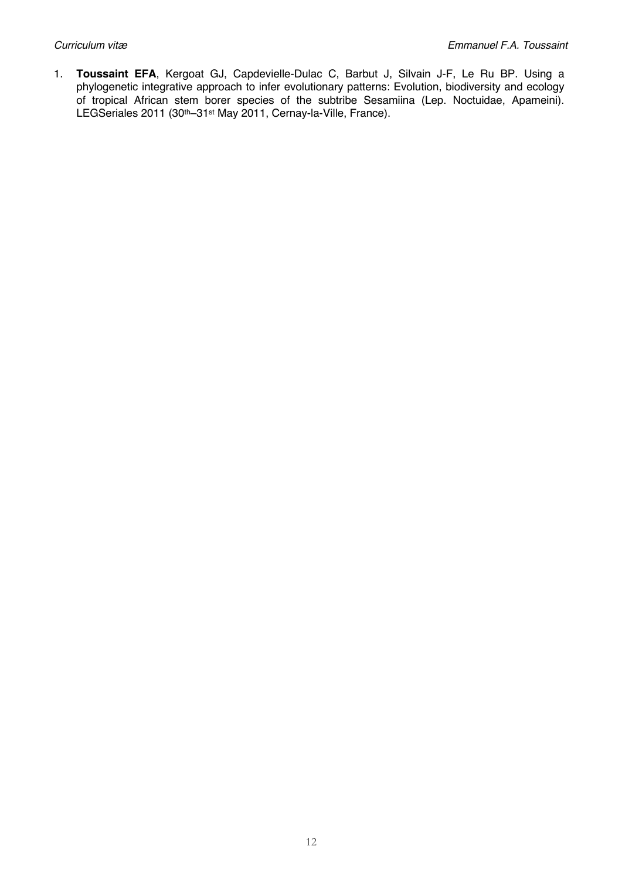1. **Toussaint EFA**, Kergoat GJ, Capdevielle-Dulac C, Barbut J, Silvain J-F, Le Ru BP. Using a phylogenetic integrative approach to infer evolutionary patterns: Evolution, biodiversity and ecology of tropical African stem borer species of the subtribe Sesamiina (Lep. Noctuidae, Apameini). LEGSeriales 2011 (30th–31st May 2011, Cernay-la-Ville, France).